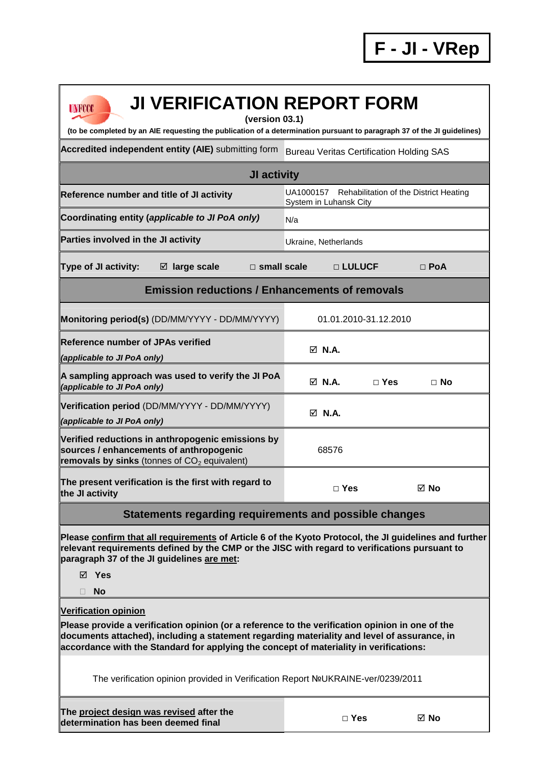**F - JI - VRep**

# JI VERIFICATION REPORT FORM

**(version 03.1)**

**(to be completed by an AIE requesting the publication of a determination pursuant to paragraph 37 of the JI guidelines)**

| | |
|---|---|
| **Accredited independent entity (AIE)** submitting form | Bureau Veritas Certification Holding SAS |
| **JI activity** | |
| **Reference number and title of JI activity** | UA1000157 Rehabilitation of the District Heating System in Luhansk City |
| **Coordinating entity (*applicable to JI PoA only*)** | N/a |
| **Parties involved in the JI activity** | Ukraine, Netherlands |
| **Type of JI activity:** ☑ **large scale** □ **small scale** □ **LULUCF** □ **PoA** | |
| **Emission reductions / Enhancements of removals** | |
| **Monitoring period(s)** (DD/MM/YYYY - DD/MM/YYYY) | 01.01.2010-31.12.2010 |
| **Reference number of JPAs verified** *(applicable to JI PoA only)* | ☑ **N.A.** |
| **A sampling approach was used to verify the JI PoA** *(applicable to JI PoA only)* | ☑ **N.A.** □ **Yes** □ **No** |
| **Verification period** (DD/MM/YYYY - DD/MM/YYYY) *(applicable to JI PoA only)* | ☑ **N.A.** |
| **Verified reductions in anthropogenic emissions by sources / enhancements of anthropogenic removals by sinks** (tonnes of $CO_2$ equivalent) | 68576 |
| **The present verification is the first with regard to the JI activity** | □ **Yes** ☑ **No** |

## Statements regarding requirements and possible changes

**Please confirm that all requirements of Article 6 of the Kyoto Protocol, the JI guidelines and further relevant requirements defined by the CMP or the JISC with regard to verifications pursuant to paragraph 37 of the JI guidelines are met:**

☑ **Yes**

□ **No**

**Verification opinion**

**Please provide a verification opinion (or a reference to the verification opinion in one of the documents attached), including a statement regarding materiality and level of assurance, in accordance with the Standard for applying the concept of materiality in verifications:**

The verification opinion provided in Verification Report №UKRAINE-ver/0239/2011

| | |
|---|---|
| **The project design was revised after the determination has been deemed final** | □ **Yes** ☑ **No** |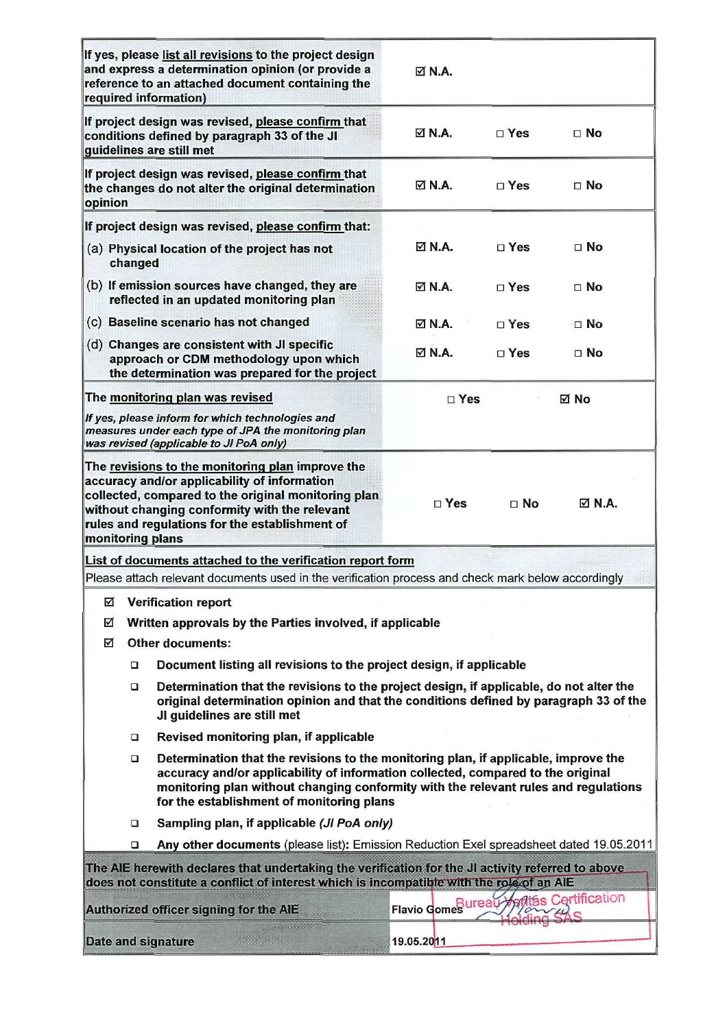| | | | |
|---|---|---|---|
| If yes, please list all revisions to the project design and express a determination opinion (or provide a reference to an attached document containing the required information) | ☑ N.A. | | |
| If project design was revised, please confirm that conditions defined by paragraph 33 of the JI guidelines are still met | ☑ N.A. | □ Yes | □ No |
| If project design was revised, please confirm that the changes do not alter the original determination opinion | ☑ N.A. | □ Yes | □ No |
| If project design was revised, please confirm that: | | | |
| (a) Physical location of the project has not changed | ☑ N.A. | □ Yes | □ No |
| (b) If emission sources have changed, they are reflected in an updated monitoring plan | ☑ N.A. | □ Yes | □ No |
| (c) Baseline scenario has not changed | ☑ N.A. | □ Yes | □ No |
| (d) Changes are consistent with JI specific approach or CDM methodology upon which the determination was prepared for the project | ☑ N.A. | □ Yes | □ No |
| The monitoring plan was revised<br>*If yes, please inform for which technologies and measures under each type of JPA the monitoring plan was revised (applicable to JI PoA only)* | □ Yes | | ☑ No |
| The revisions to the monitoring plan improve the accuracy and/or applicability of information collected, compared to the original monitoring plan without changing conformity with the relevant rules and regulations for the establishment of monitoring plans | □ Yes | □ No | ☑ N.A. |

**List of documents attached to the verification report form**

Please attach relevant documents used in the verification process and check mark below accordingly

- ☑ **Verification report**
- ☑ **Written approvals by the Parties involved, if applicable**
- ☑ **Other documents:**
  - ❑ **Document listing all revisions to the project design, if applicable**
  - ❑ **Determination that the revisions to the project design, if applicable, do not alter the original determination opinion and that the conditions defined by paragraph 33 of the JI guidelines are still met**
  - ❑ **Revised monitoring plan, if applicable**
  - ❑ **Determination that the revisions to the monitoring plan, if applicable, improve the accuracy and/or applicability of information collected, compared to the original monitoring plan without changing conformity with the relevant rules and regulations for the establishment of monitoring plans**
  - ❑ **Sampling plan, if applicable** *(JI PoA only)*
  - ❑ **Any other documents** (please list): Emission Reduction Exel spreadsheet dated 19.05.2011

**The AIE herewith declares that undertaking the verification for the JI activity referred to above does not constitute a conflict of interest which is incompatible with the role of an AIE**

| | |
|---|---|
| Authorized officer signing for the AIE | Flavio Gomes |
| Date and signature | 19.05.2011 |

Bureau Veritas Certification Holding SAS